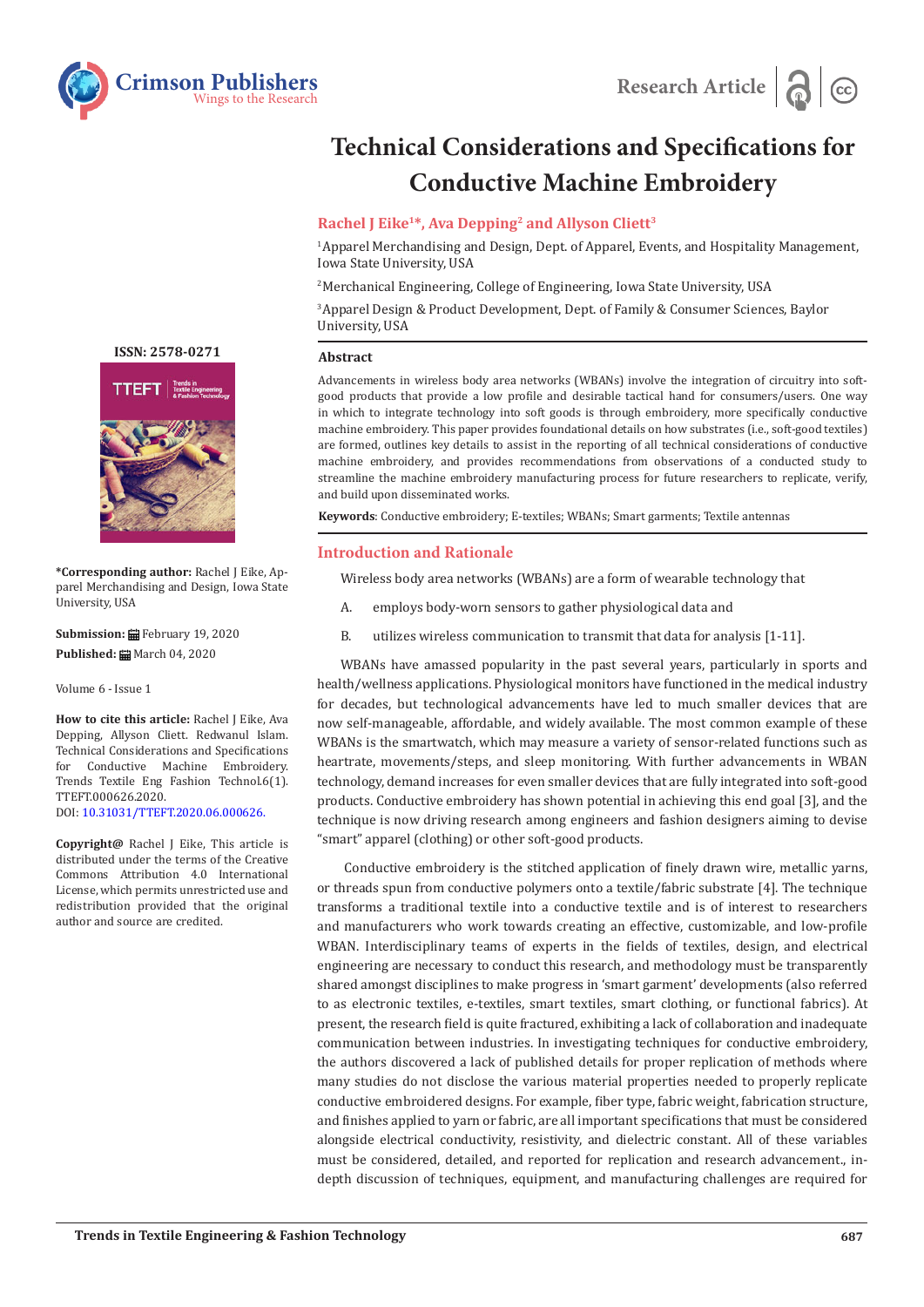# Technical Considerations and Specifications for Conductive Machine Embroidery

**Rachel J Eike[1]*, Ava Depping[2] and Allyson Cliett[3]**

[1]Apparel Merchandising and Design, Dept. of Apparel, Events, and Hospitality Management, Iowa State University, USA

[2]Merchanical Engineering, College of Engineering, Iowa State University, USA

[3]Apparel Design & Product Development, Dept. of Family & Consumer Sciences, Baylor University, USA

**ISSN: 2578-0271**

**\*Corresponding author:** Rachel J Eike, Apparel Merchandising and Design, Iowa State University, USA

**Submission:** February 19, 2020

**Published:** March 04, 2020

Volume 6 - Issue 1

**How to cite this article:** Rachel J Eike, Ava Depping, Allyson Cliett. Redwanul Islam. Technical Considerations and Specifications for Conductive Machine Embroidery. Trends Textile Eng Fashion Technol.6(1). TTEFT.000626.2020.
DOI: 10.31031/TTEFT.2020.06.000626.

**Copyright@** Rachel J Eike, This article is distributed under the terms of the Creative Commons Attribution 4.0 International License, which permits unrestricted use and redistribution provided that the original author and source are credited.

## Abstract

Advancements in wireless body area networks (WBANs) involve the integration of circuitry into soft-good products that provide a low profile and desirable tactical hand for consumers/users. One way in which to integrate technology into soft goods is through embroidery, more specifically conductive machine embroidery. This paper provides foundational details on how substrates (i.e., soft-good textiles) are formed, outlines key details to assist in the reporting of all technical considerations of conductive machine embroidery, and provides recommendations from observations of a conducted study to streamline the machine embroidery manufacturing process for future researchers to replicate, verify, and build upon disseminated works.

**Keywords**: Conductive embroidery; E-textiles; WBANs; Smart garments; Textile antennas

## Introduction and Rationale

Wireless body area networks (WBANs) are a form of wearable technology that

A. employs body-worn sensors to gather physiological data and

B. utilizes wireless communication to transmit that data for analysis [1-11].

WBANs have amassed popularity in the past several years, particularly in sports and health/wellness applications. Physiological monitors have functioned in the medical industry for decades, but technological advancements have led to much smaller devices that are now self-manageable, affordable, and widely available. The most common example of these WBANs is the smartwatch, which may measure a variety of sensor-related functions such as heartrate, movements/steps, and sleep monitoring. With further advancements in WBAN technology, demand increases for even smaller devices that are fully integrated into soft-good products. Conductive embroidery has shown potential in achieving this end goal [3], and the technique is now driving research among engineers and fashion designers aiming to devise "smart" apparel (clothing) or other soft-good products.

Conductive embroidery is the stitched application of finely drawn wire, metallic yarns, or threads spun from conductive polymers onto a textile/fabric substrate [4]. The technique transforms a traditional textile into a conductive textile and is of interest to researchers and manufacturers who work towards creating an effective, customizable, and low-profile WBAN. Interdisciplinary teams of experts in the fields of textiles, design, and electrical engineering are necessary to conduct this research, and methodology must be transparently shared amongst disciplines to make progress in 'smart garment' developments (also referred to as electronic textiles, e-textiles, smart textiles, smart clothing, or functional fabrics). At present, the research field is quite fractured, exhibiting a lack of collaboration and inadequate communication between industries. In investigating techniques for conductive embroidery, the authors discovered a lack of published details for proper replication of methods where many studies do not disclose the various material properties needed to properly replicate conductive embroidered designs. For example, fiber type, fabric weight, fabrication structure, and finishes applied to yarn or fabric, are all important specifications that must be considered alongside electrical conductivity, resistivity, and dielectric constant. All of these variables must be considered, detailed, and reported for replication and research advancement., in-depth discussion of techniques, equipment, and manufacturing challenges are required for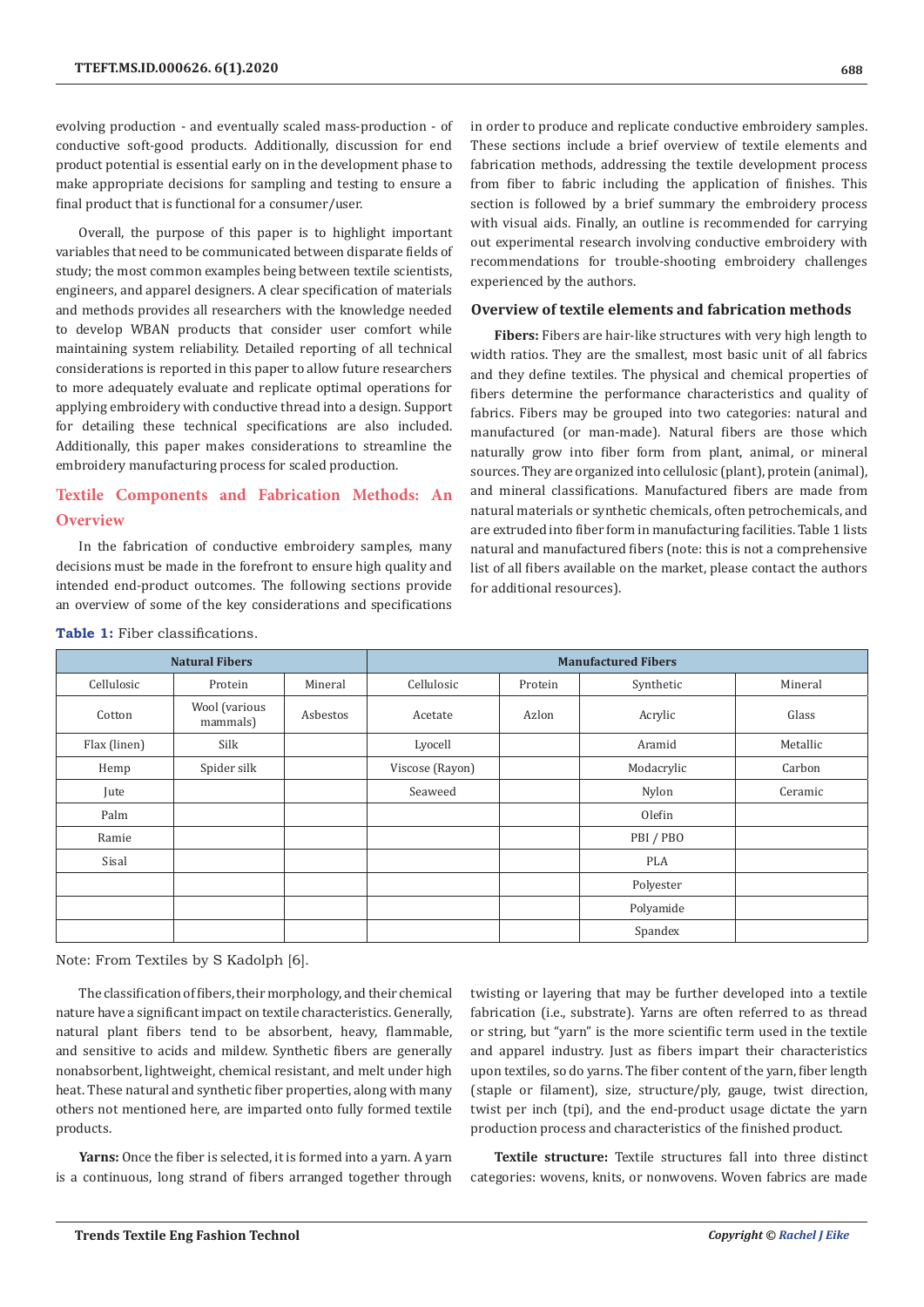evolving production - and eventually scaled mass-production - of conductive soft-good products. Additionally, discussion for end product potential is essential early on in the development phase to make appropriate decisions for sampling and testing to ensure a final product that is functional for a consumer/user.

Overall, the purpose of this paper is to highlight important variables that need to be communicated between disparate fields of study; the most common examples being between textile scientists, engineers, and apparel designers. A clear specification of materials and methods provides all researchers with the knowledge needed to develop WBAN products that consider user comfort while maintaining system reliability. Detailed reporting of all technical considerations is reported in this paper to allow future researchers to more adequately evaluate and replicate optimal operations for applying embroidery with conductive thread into a design. Support for detailing these technical specifications are also included. Additionally, this paper makes considerations to streamline the embroidery manufacturing process for scaled production.

## Textile Components and Fabrication Methods: An Overview

In the fabrication of conductive embroidery samples, many decisions must be made in the forefront to ensure high quality and intended end-product outcomes. The following sections provide an overview of some of the key considerations and specifications in order to produce and replicate conductive embroidery samples. These sections include a brief overview of textile elements and fabrication methods, addressing the textile development process from fiber to fabric including the application of finishes. This section is followed by a brief summary the embroidery process with visual aids. Finally, an outline is recommended for carrying out experimental research involving conductive embroidery with recommendations for trouble-shooting embroidery challenges experienced by the authors.

### Overview of textile elements and fabrication methods

**Fibers:** Fibers are hair-like structures with very high length to width ratios. They are the smallest, most basic unit of all fabrics and they define textiles. The physical and chemical properties of fibers determine the performance characteristics and quality of fabrics. Fibers may be grouped into two categories: natural and manufactured (or man-made). Natural fibers are those which naturally grow into fiber form from plant, animal, or mineral sources. They are organized into cellulosic (plant), protein (animal), and mineral classifications. Manufactured fibers are made from natural materials or synthetic chemicals, often petrochemicals, and are extruded into fiber form in manufacturing facilities. Table 1 lists natural and manufactured fibers (note: this is not a comprehensive list of all fibers available on the market, please contact the authors for additional resources).

**Table 1:** Fiber classifications.

| Natural Fibers | | | Manufactured Fibers | | | |
|---|---|---|---|---|---|---|
| Cellulosic | Protein | Mineral | Cellulosic | Protein | Synthetic | Mineral |
| Cotton | Wool (various mammals) | Asbestos | Acetate | Azlon | Acrylic | Glass |
| Flax (linen) | Silk | | Lyocell | | Aramid | Metallic |
| Hemp | Spider silk | | Viscose (Rayon) | | Modacrylic | Carbon |
| Jute | | | Seaweed | | Nylon | Ceramic |
| Palm | | | | | Olefin | |
| Ramie | | | | | PBI / PBO | |
| Sisal | | | | | PLA | |
| | | | | | Polyester | |
| | | | | | Polyamide | |
| | | | | | Spandex | |

Note: From Textiles by S Kadolph [6].

The classification of fibers, their morphology, and their chemical nature have a significant impact on textile characteristics. Generally, natural plant fibers tend to be absorbent, heavy, flammable, and sensitive to acids and mildew. Synthetic fibers are generally nonabsorbent, lightweight, chemical resistant, and melt under high heat. These natural and synthetic fiber properties, along with many others not mentioned here, are imparted onto fully formed textile products.

**Yarns:** Once the fiber is selected, it is formed into a yarn. A yarn is a continuous, long strand of fibers arranged together through twisting or layering that may be further developed into a textile fabrication (i.e., substrate). Yarns are often referred to as thread or string, but "yarn" is the more scientific term used in the textile and apparel industry. Just as fibers impart their characteristics upon textiles, so do yarns. The fiber content of the yarn, fiber length (staple or filament), size, structure/ply, gauge, twist direction, twist per inch (tpi), and the end-product usage dictate the yarn production process and characteristics of the finished product.

**Textile structure:** Textile structures fall into three distinct categories: wovens, knits, or nonwovens. Woven fabrics are made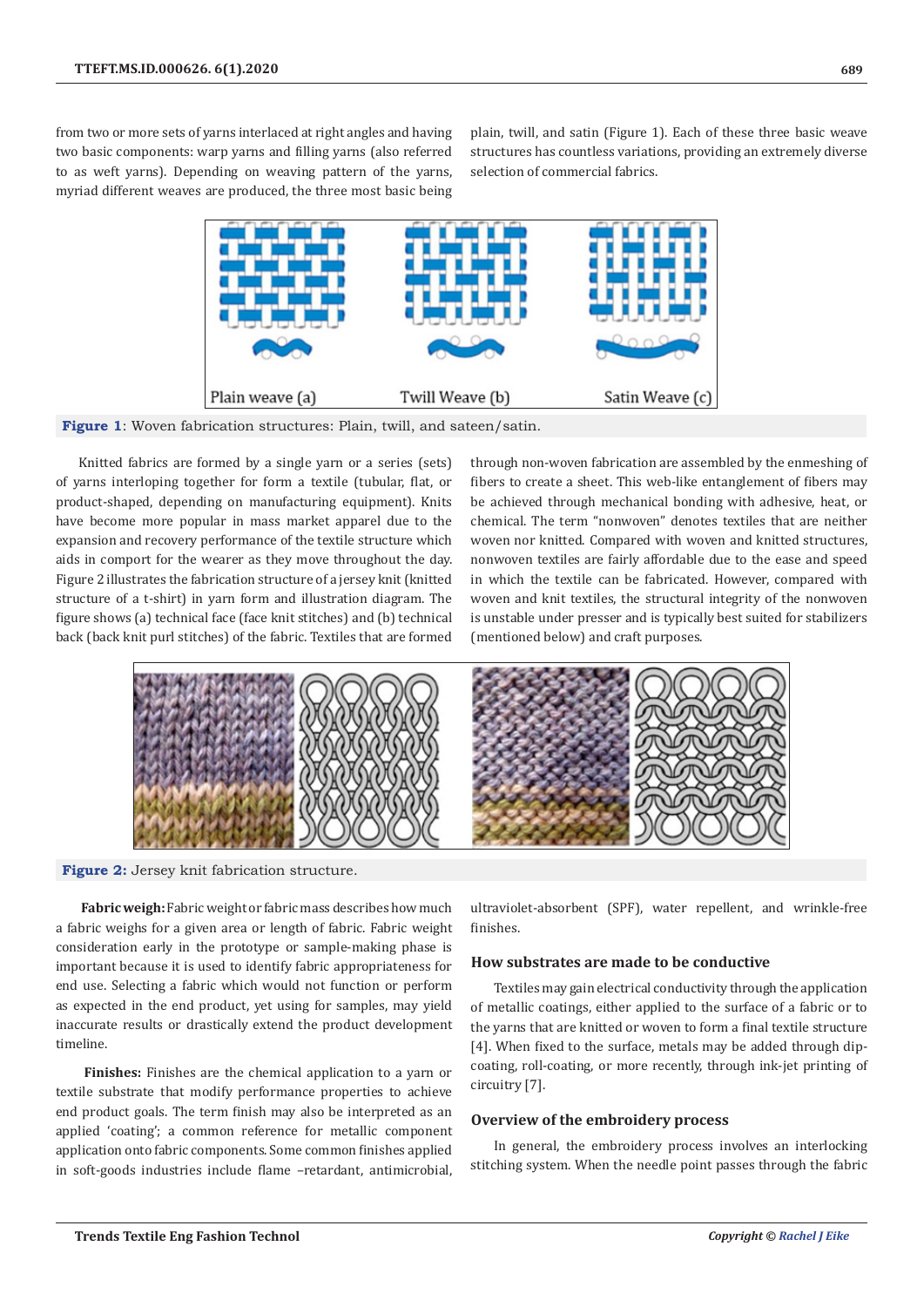from two or more sets of yarns interlaced at right angles and having two basic components: warp yarns and filling yarns (also referred to as weft yarns). Depending on weaving pattern of the yarns, myriad different weaves are produced, the three most basic being plain, twill, and satin (Figure 1). Each of these three basic weave structures has countless variations, providing an extremely diverse selection of commercial fabrics.

**Figure 1**: Woven fabrication structures: Plain, twill, and sateen/satin.

Knitted fabrics are formed by a single yarn or a series (sets) of yarns interloping together for form a textile (tubular, flat, or product-shaped, depending on manufacturing equipment). Knits have become more popular in mass market apparel due to the expansion and recovery performance of the textile structure which aids in comport for the wearer as they move throughout the day. Figure 2 illustrates the fabrication structure of a jersey knit (knitted structure of a t-shirt) in yarn form and illustration diagram. The figure shows (a) technical face (face knit stitches) and (b) technical back (back knit purl stitches) of the fabric. Textiles that are formed through non-woven fabrication are assembled by the enmeshing of fibers to create a sheet. This web-like entanglement of fibers may be achieved through mechanical bonding with adhesive, heat, or chemical. The term "nonwoven" denotes textiles that are neither woven nor knitted. Compared with woven and knitted structures, nonwoven textiles are fairly affordable due to the ease and speed in which the textile can be fabricated. However, compared with woven and knit textiles, the structural integrity of the nonwoven is unstable under presser and is typically best suited for stabilizers (mentioned below) and craft purposes.

**Figure 2:** Jersey knit fabrication structure.

**Fabric weigh:** Fabric weight or fabric mass describes how much a fabric weighs for a given area or length of fabric. Fabric weight consideration early in the prototype or sample-making phase is important because it is used to identify fabric appropriateness for end use. Selecting a fabric which would not function or perform as expected in the end product, yet using for samples, may yield inaccurate results or drastically extend the product development timeline.

**Finishes:** Finishes are the chemical application to a yarn or textile substrate that modify performance properties to achieve end product goals. The term finish may also be interpreted as an applied 'coating'; a common reference for metallic component application onto fabric components. Some common finishes applied in soft-goods industries include flame –retardant, antimicrobial, ultraviolet-absorbent (SPF), water repellent, and wrinkle-free finishes.

## How substrates are made to be conductive

Textiles may gain electrical conductivity through the application of metallic coatings, either applied to the surface of a fabric or to the yarns that are knitted or woven to form a final textile structure [4]. When fixed to the surface, metals may be added through dip-coating, roll-coating, or more recently, through ink-jet printing of circuitry [7].

## Overview of the embroidery process

In general, the embroidery process involves an interlocking stitching system. When the needle point passes through the fabric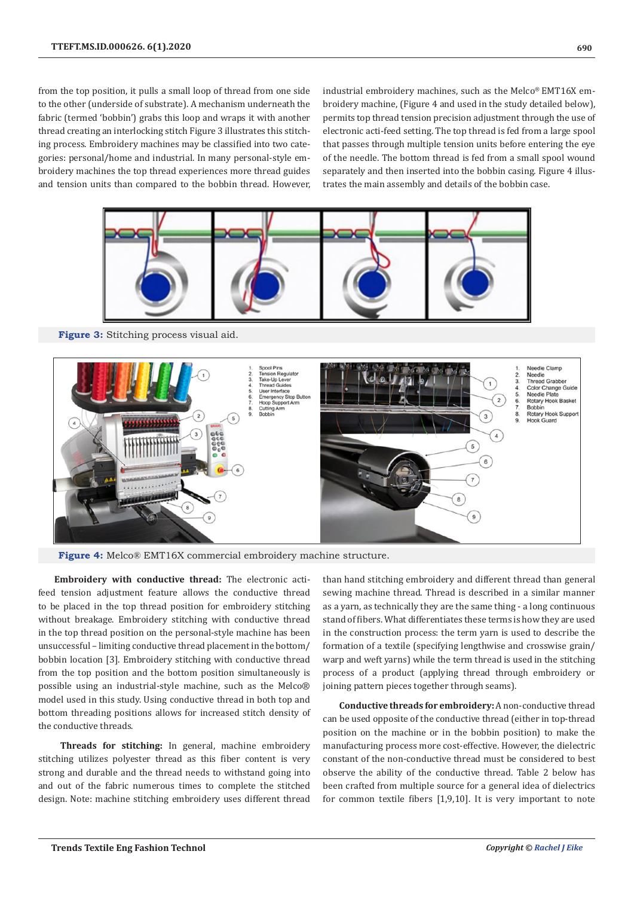from the top position, it pulls a small loop of thread from one side to the other (underside of substrate). A mechanism underneath the fabric (termed 'bobbin') grabs this loop and wraps it with another thread creating an interlocking stitch Figure 3 illustrates this stitching process. Embroidery machines may be classified into two categories: personal/home and industrial. In many personal-style embroidery machines the top thread experiences more thread guides and tension units than compared to the bobbin thread. However, industrial embroidery machines, such as the Melco® EMT16X embroidery machine, (Figure 4 and used in the study detailed below), permits top thread tension precision adjustment through the use of electronic acti-feed setting. The top thread is fed from a large spool that passes through multiple tension units before entering the eye of the needle. The bottom thread is fed from a small spool wound separately and then inserted into the bobbin casing. Figure 4 illustrates the main assembly and details of the bobbin case.

**Figure 3:** Stitching process visual aid.

**Figure 4:** Melco® EMT16X commercial embroidery machine structure.

**Embroidery with conductive thread:** The electronic acti-feed tension adjustment feature allows the conductive thread to be placed in the top thread position for embroidery stitching without breakage. Embroidery stitching with conductive thread in the top thread position on the personal-style machine has been unsuccessful – limiting conductive thread placement in the bottom/bobbin location [3]. Embroidery stitching with conductive thread from the top position and the bottom position simultaneously is possible using an industrial-style machine, such as the Melco® model used in this study. Using conductive thread in both top and bottom threading positions allows for increased stitch density of the conductive threads.

**Threads for stitching:** In general, machine embroidery stitching utilizes polyester thread as this fiber content is very strong and durable and the thread needs to withstand going into and out of the fabric numerous times to complete the stitched design. Note: machine stitching embroidery uses different thread than hand stitching embroidery and different thread than general sewing machine thread. Thread is described in a similar manner as a yarn, as technically they are the same thing - a long continuous stand of fibers. What differentiates these terms is how they are used in the construction process: the term yarn is used to describe the formation of a textile (specifying lengthwise and crosswise grain/warp and weft yarns) while the term thread is used in the stitching process of a product (applying thread through embroidery or joining pattern pieces together through seams).

**Conductive threads for embroidery:** A non-conductive thread can be used opposite of the conductive thread (either in top-thread position on the machine or in the bobbin position) to make the manufacturing process more cost-effective. However, the dielectric constant of the non-conductive thread must be considered to best observe the ability of the conductive thread. Table 2 below has been crafted from multiple source for a general idea of dielectrics for common textile fibers [1,9,10]. It is very important to note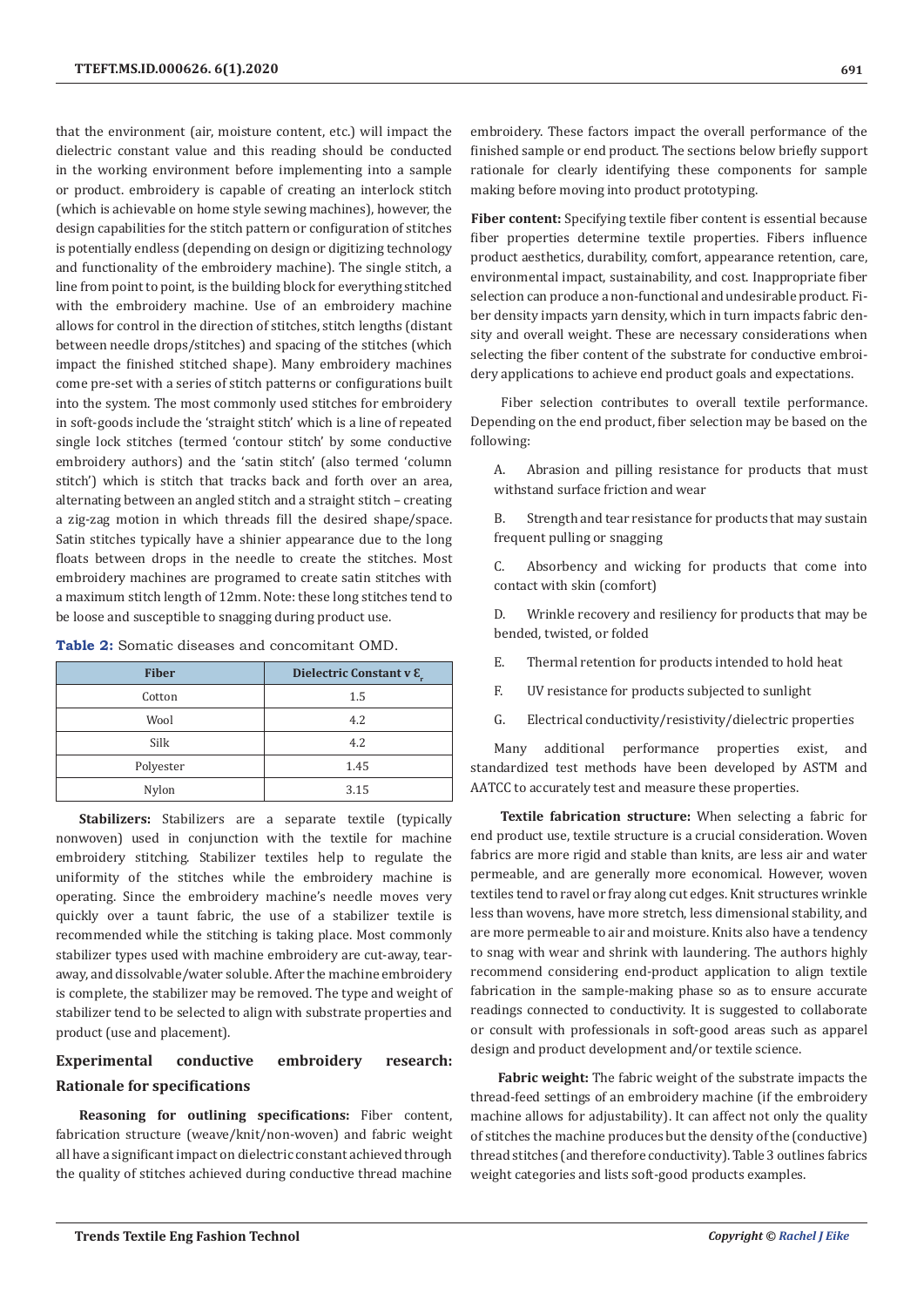that the environment (air, moisture content, etc.) will impact the dielectric constant value and this reading should be conducted in the working environment before implementing into a sample or product. embroidery is capable of creating an interlock stitch (which is achievable on home style sewing machines), however, the design capabilities for the stitch pattern or configuration of stitches is potentially endless (depending on design or digitizing technology and functionality of the embroidery machine). The single stitch, a line from point to point, is the building block for everything stitched with the embroidery machine. Use of an embroidery machine allows for control in the direction of stitches, stitch lengths (distant between needle drops/stitches) and spacing of the stitches (which impact the finished stitched shape). Many embroidery machines come pre-set with a series of stitch patterns or configurations built into the system. The most commonly used stitches for embroidery in soft-goods include the 'straight stitch' which is a line of repeated single lock stitches (termed 'contour stitch' by some conductive embroidery authors) and the 'satin stitch' (also termed 'column stitch') which is stitch that tracks back and forth over an area, alternating between an angled stitch and a straight stitch – creating a zig-zag motion in which threads fill the desired shape/space. Satin stitches typically have a shinier appearance due to the long floats between drops in the needle to create the stitches. Most embroidery machines are programed to create satin stitches with a maximum stitch length of 12mm. Note: these long stitches tend to be loose and susceptible to snagging during product use.

**Table 2:** Somatic diseases and concomitant OMD.

| Fiber | Dielectric Constant v $\varepsilon_r$ |
|---|---|
| Cotton | 1.5 |
| Wool | 4.2 |
| Silk | 4.2 |
| Polyester | 1.45 |
| Nylon | 3.15 |

**Stabilizers:** Stabilizers are a separate textile (typically nonwoven) used in conjunction with the textile for machine embroidery stitching. Stabilizer textiles help to regulate the uniformity of the stitches while the embroidery machine is operating. Since the embroidery machine's needle moves very quickly over a taunt fabric, the use of a stabilizer textile is recommended while the stitching is taking place. Most commonly stabilizer types used with machine embroidery are cut-away, tear-away, and dissolvable/water soluble. After the machine embroidery is complete, the stabilizer may be removed. The type and weight of stabilizer tend to be selected to align with substrate properties and product (use and placement).

## Experimental conductive embroidery research: Rationale for specifications

**Reasoning for outlining specifications:** Fiber content, fabrication structure (weave/knit/non-woven) and fabric weight all have a significant impact on dielectric constant achieved through the quality of stitches achieved during conductive thread machine embroidery. These factors impact the overall performance of the finished sample or end product. The sections below briefly support rationale for clearly identifying these components for sample making before moving into product prototyping.

**Fiber content:** Specifying textile fiber content is essential because fiber properties determine textile properties. Fibers influence product aesthetics, durability, comfort, appearance retention, care, environmental impact, sustainability, and cost. Inappropriate fiber selection can produce a non-functional and undesirable product. Fiber density impacts yarn density, which in turn impacts fabric density and overall weight. These are necessary considerations when selecting the fiber content of the substrate for conductive embroidery applications to achieve end product goals and expectations.

Fiber selection contributes to overall textile performance. Depending on the end product, fiber selection may be based on the following:

A. Abrasion and pilling resistance for products that must withstand surface friction and wear

B. Strength and tear resistance for products that may sustain frequent pulling or snagging

C. Absorbency and wicking for products that come into contact with skin (comfort)

D. Wrinkle recovery and resiliency for products that may be bended, twisted, or folded

E. Thermal retention for products intended to hold heat

F. UV resistance for products subjected to sunlight

G. Electrical conductivity/resistivity/dielectric properties

Many additional performance properties exist, and standardized test methods have been developed by ASTM and AATCC to accurately test and measure these properties.

**Textile fabrication structure:** When selecting a fabric for end product use, textile structure is a crucial consideration. Woven fabrics are more rigid and stable than knits, are less air and water permeable, and are generally more economical. However, woven textiles tend to ravel or fray along cut edges. Knit structures wrinkle less than wovens, have more stretch, less dimensional stability, and are more permeable to air and moisture. Knits also have a tendency to snag with wear and shrink with laundering. The authors highly recommend considering end-product application to align textile fabrication in the sample-making phase so as to ensure accurate readings connected to conductivity. It is suggested to collaborate or consult with professionals in soft-good areas such as apparel design and product development and/or textile science.

**Fabric weight:** The fabric weight of the substrate impacts the thread-feed settings of an embroidery machine (if the embroidery machine allows for adjustability). It can affect not only the quality of stitches the machine produces but the density of the (conductive) thread stitches (and therefore conductivity). Table 3 outlines fabrics weight categories and lists soft-good products examples.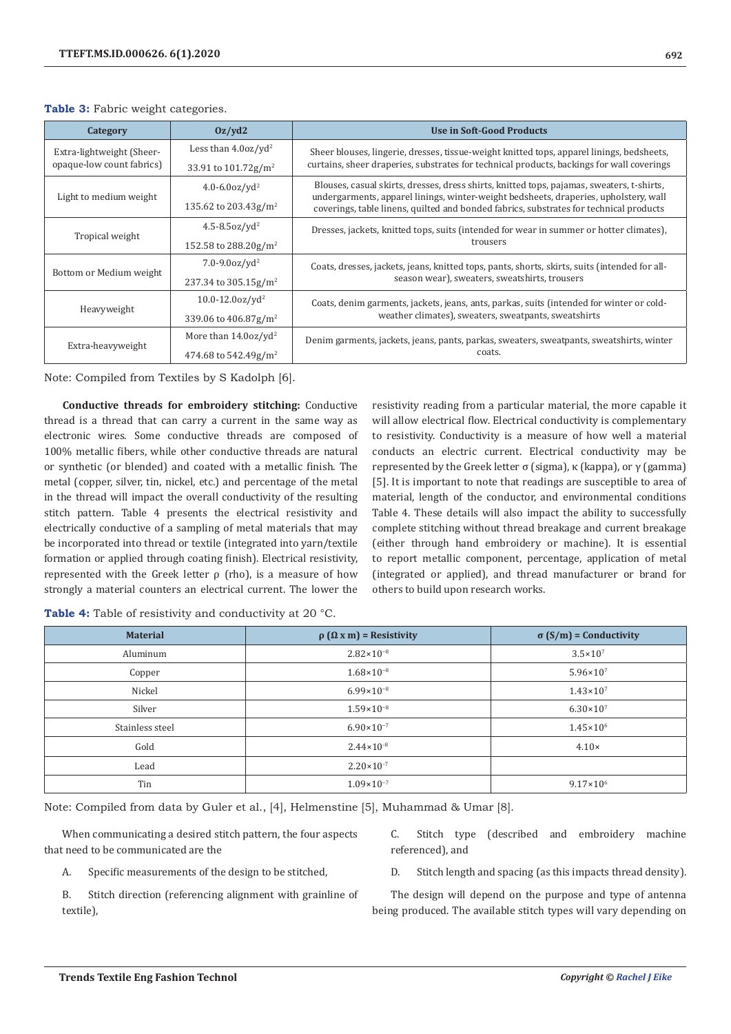**Table 3:** Fabric weight categories.

| Category | Oz/yd2 | Use in Soft-Good Products |
|---|---|---|
| Extra-lightweight (Sheer-opaque-low count fabrics) | Less than 4.0oz/yd$^2$<br>33.91 to 101.72g/m$^2$ | Sheer blouses, lingerie, dresses, tissue-weight knitted tops, apparel linings, bedsheets, curtains, sheer draperies, substrates for technical products, backings for wall coverings |
| Light to medium weight | 4.0-6.0oz/yd$^2$<br>135.62 to 203.43g/m$^2$ | Blouses, casual skirts, dresses, dress shirts, knitted tops, pajamas, sweaters, t-shirts, undergarments, apparel linings, winter-weight bedsheets, draperies, upholstery, wall coverings, table linens, quilted and bonded fabrics, substrates for technical products |
| Tropical weight | 4.5-8.5oz/yd$^2$<br>152.58 to 288.20g/m$^2$ | Dresses, jackets, knitted tops, suits (intended for wear in summer or hotter climates), trousers |
| Bottom or Medium weight | 7.0-9.0oz/yd$^2$<br>237.34 to 305.15g/m$^2$ | Coats, dresses, jackets, jeans, knitted tops, pants, shorts, skirts, suits (intended for all-season wear), sweaters, sweatshirts, trousers |
| Heavyweight | 10.0-12.0oz/yd$^2$<br>339.06 to 406.87g/m$^2$ | Coats, denim garments, jackets, jeans, ants, parkas, suits (intended for winter or cold-weather climates), sweaters, sweatpants, sweatshirts |
| Extra-heavyweight | More than 14.0oz/yd$^2$<br>474.68 to 542.49g/m$^2$ | Denim garments, jackets, jeans, pants, parkas, sweaters, sweatpants, sweatshirts, winter coats. |

Note: Compiled from Textiles by S Kadolph [6].

**Conductive threads for embroidery stitching:** Conductive thread is a thread that can carry a current in the same way as electronic wires. Some conductive threads are composed of 100% metallic fibers, while other conductive threads are natural or synthetic (or blended) and coated with a metallic finish. The metal (copper, silver, tin, nickel, etc.) and percentage of the metal in the thread will impact the overall conductivity of the resulting stitch pattern. Table 4 presents the electrical resistivity and electrically conductive of a sampling of metal materials that may be incorporated into thread or textile (integrated into yarn/textile formation or applied through coating finish). Electrical resistivity, represented with the Greek letter ρ (rho), is a measure of how strongly a material counters an electrical current. The lower the resistivity reading from a particular material, the more capable it will allow electrical flow. Electrical conductivity is complementary to resistivity. Conductivity is a measure of how well a material conducts an electric current. Electrical conductivity may be represented by the Greek letter σ (sigma), κ (kappa), or γ (gamma) [5]. It is important to note that readings are susceptible to area of material, length of the conductor, and environmental conditions Table 4. These details will also impact the ability to successfully complete stitching without thread breakage and current breakage (either through hand embroidery or machine). It is essential to report metallic component, percentage, application of metal (integrated or applied), and thread manufacturer or brand for others to build upon research works.

**Table 4:** Table of resistivity and conductivity at 20 °C.

| Material | ρ (Ω x m) = Resistivity | σ (S/m) = Conductivity |
|---|---|---|
| Aluminum | $2.82\times10^{-8}$ | $3.5\times10^{7}$ |
| Copper | $1.68\times10^{-8}$ | $5.96\times10^{7}$ |
| Nickel | $6.99\times10^{-8}$ | $1.43\times10^{7}$ |
| Silver | $1.59\times10^{-8}$ | $6.30\times10^{7}$ |
| Stainless steel | $6.90\times10^{-7}$ | $1.45\times10^{6}$ |
| Gold | $2.44\times10^{-8}$ | 4.10× |
| Lead | $2.20\times10^{-7}$ | |
| Tin | $1.09\times10^{-7}$ | $9.17\times10^{6}$ |

Note: Compiled from data by Guler et al., [4], Helmenstine [5], Muhammad & Umar [8].

When communicating a desired stitch pattern, the four aspects that need to be communicated are the

A. Specific measurements of the design to be stitched,

B. Stitch direction (referencing alignment with grainline of textile),

C. Stitch type (described and embroidery machine referenced), and

D. Stitch length and spacing (as this impacts thread density).

The design will depend on the purpose and type of antenna being produced. The available stitch types will vary depending on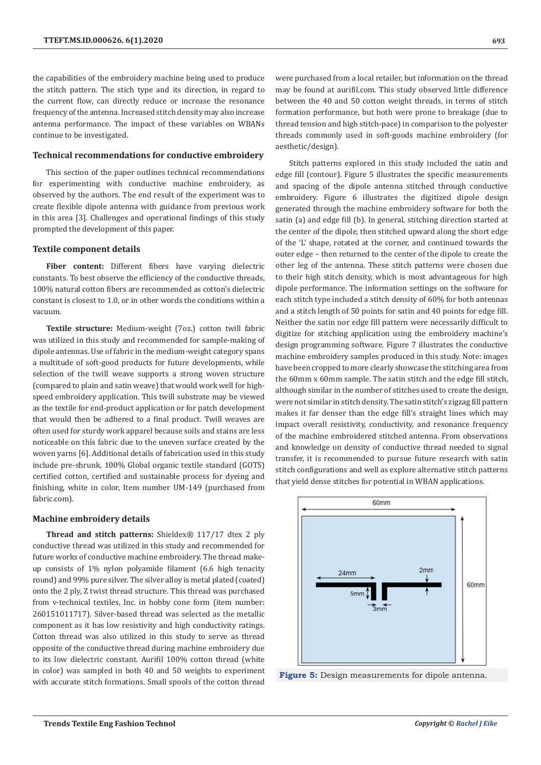the capabilities of the embroidery machine being used to produce the stitch pattern. The stich type and its direction, in regard to the current flow, can directly reduce or increase the resonance frequency of the antenna. Increased stitch density may also increase antenna performance. The impact of these variables on WBANs continue to be investigated.

## Technical recommendations for conductive embroidery

This section of the paper outlines technical recommendations for experimenting with conductive machine embroidery, as observed by the authors. The end result of the experiment was to create flexible dipole antenna with guidance from previous work in this area [3]. Challenges and operational findings of this study prompted the development of this paper.

### Textile component details

**Fiber content:** Different fibers have varying dielectric constants. To best observe the efficiency of the conductive threads, 100% natural cotton fibers are recommended as cotton's dielectric constant is closest to 1.0, or in other words the conditions within a vacuum.

**Textile structure:** Medium-weight (7oz.) cotton twill fabric was utilized in this study and recommended for sample-making of dipole antennas. Use of fabric in the medium-weight category spans a multitude of soft-good products for future developments, while selection of the twill weave supports a strong woven structure (compared to plain and satin weave) that would work well for high-speed embroidery application. This twill substrate may be viewed as the textile for end-product application or for patch development that would then be adhered to a final product. Twill weaves are often used for sturdy work apparel because soils and stains are less noticeable on this fabric due to the uneven surface created by the woven yarns [6]. Additional details of fabrication used in this study include pre-shrunk, 100% Global organic textile standard (GOTS) certified cotton, certified and sustainable process for dyeing and finishing, white in color, Item number UM-149 (purchased from fabric.com).

### Machine embroidery details

**Thread and stitch patterns:** Shieldex® 117/17 dtex 2 ply conductive thread was utilized in this study and recommended for future works of conductive machine embroidery. The thread make-up consists of 1% nylon polyamide filament (6.6 high tenacity round) and 99% pure silver. The silver alloy is metal plated (coated) onto the 2 ply, Z twist thread structure. This thread was purchased from v-technical textiles, Inc. in hobby cone form (item number: 260151011717). Silver-based thread was selected as the metallic component as it has low resistivity and high conductivity ratings. Cotton thread was also utilized in this study to serve as thread opposite of the conductive thread during machine embroidery due to its low dielectric constant. Aurifil 100% cotton thread (white in color) was sampled in both 40 and 50 weights to experiment with accurate stitch formations. Small spools of the cotton thread were purchased from a local retailer, but information on the thread may be found at aurifil.com. This study observed little difference between the 40 and 50 cotton weight threads, in terms of stitch formation performance, but both were prone to breakage (due to thread tension and high stitch-pace) in comparison to the polyester threads commonly used in soft-goods machine embroidery (for aesthetic/design).

Stitch patterns explored in this study included the satin and edge fill (contour). Figure 5 illustrates the specific measurements and spacing of the dipole antenna stitched through conductive embroidery. Figure 6 illustrates the digitized dipole design generated through the machine embroidery software for both the satin (a) and edge fill (b). In general, stitching direction started at the center of the dipole, then stitched upward along the short edge of the 'L' shape, rotated at the corner, and continued towards the outer edge – then returned to the center of the dipole to create the other leg of the antenna. These stitch patterns were chosen due to their high stitch density, which is most advantageous for high dipole performance. The information settings on the software for each stitch type included a stitch density of 60% for both antennas and a stitch length of 50 points for satin and 40 points for edge fill. Neither the satin nor edge fill pattern were necessarily difficult to digitize for stitching application using the embroidery machine's design programming software. Figure 7 illustrates the conductive machine embroidery samples produced in this study. Note: images have been cropped to more clearly showcase the stitching area from the 60mm x 60mm sample. The satin stitch and the edge fill stitch, although similar in the number of stitches used to create the design, were not similar in stitch density. The satin stitch's zigzag fill pattern makes it far denser than the edge fill's straight lines which may impact overall resistivity, conductivity, and resonance frequency of the machine embroidered stitched antenna. From observations and knowledge on density of conductive thread needed to signal transfer, it is recommended to pursue future research with satin stitch configurations and well as explore alternative stitch patterns that yield dense stitches for potential in WBAN applications.

**Figure 5:** Design measurements for dipole antenna.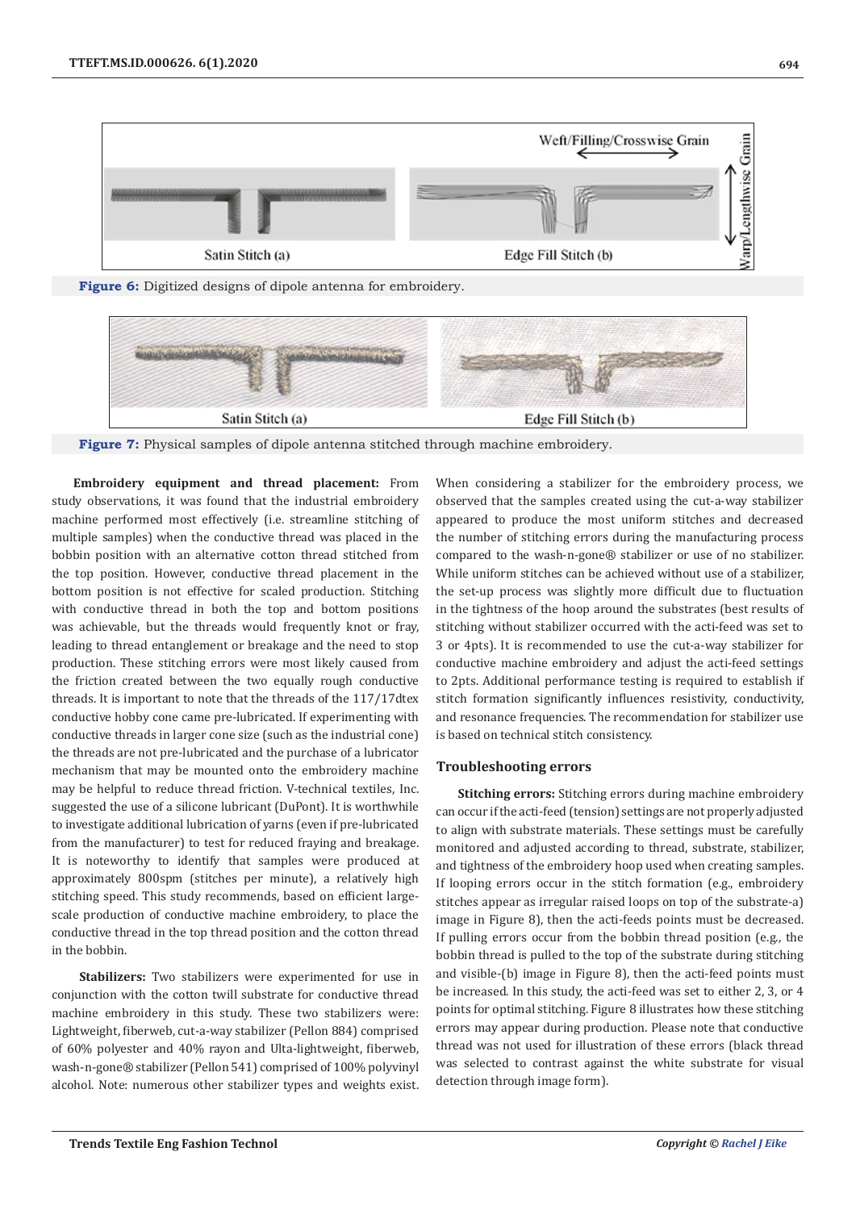Figure 6: Digitized designs of dipole antenna for embroidery.

Figure 7: Physical samples of dipole antenna stitched through machine embroidery.

**Embroidery equipment and thread placement:** From study observations, it was found that the industrial embroidery machine performed most effectively (i.e. streamline stitching of multiple samples) when the conductive thread was placed in the bobbin position with an alternative cotton thread stitched from the top position. However, conductive thread placement in the bottom position is not effective for scaled production. Stitching with conductive thread in both the top and bottom positions was achievable, but the threads would frequently knot or fray, leading to thread entanglement or breakage and the need to stop production. These stitching errors were most likely caused from the friction created between the two equally rough conductive threads. It is important to note that the threads of the 117/17dtex conductive hobby cone came pre-lubricated. If experimenting with conductive threads in larger cone size (such as the industrial cone) the threads are not pre-lubricated and the purchase of a lubricator mechanism that may be mounted onto the embroidery machine may be helpful to reduce thread friction. V-technical textiles, Inc. suggested the use of a silicone lubricant (DuPont). It is worthwhile to investigate additional lubrication of yarns (even if pre-lubricated from the manufacturer) to test for reduced fraying and breakage. It is noteworthy to identify that samples were produced at approximately 800spm (stitches per minute), a relatively high stitching speed. This study recommends, based on efficient large-scale production of conductive machine embroidery, to place the conductive thread in the top thread position and the cotton thread in the bobbin.

**Stabilizers:** Two stabilizers were experimented for use in conjunction with the cotton twill substrate for conductive thread machine embroidery in this study. These two stabilizers were: Lightweight, fiberweb, cut-a-way stabilizer (Pellon 884) comprised of 60% polyester and 40% rayon and Ulta-lightweight, fiberweb, wash-n-gone® stabilizer (Pellon 541) comprised of 100% polyvinyl alcohol. Note: numerous other stabilizer types and weights exist. When considering a stabilizer for the embroidery process, we observed that the samples created using the cut-a-way stabilizer appeared to produce the most uniform stitches and decreased the number of stitching errors during the manufacturing process compared to the wash-n-gone® stabilizer or use of no stabilizer. While uniform stitches can be achieved without use of a stabilizer, the set-up process was slightly more difficult due to fluctuation in the tightness of the hoop around the substrates (best results of stitching without stabilizer occurred with the acti-feed was set to 3 or 4pts). It is recommended to use the cut-a-way stabilizer for conductive machine embroidery and adjust the acti-feed settings to 2pts. Additional performance testing is required to establish if stitch formation significantly influences resistivity, conductivity, and resonance frequencies. The recommendation for stabilizer use is based on technical stitch consistency.

### Troubleshooting errors

**Stitching errors:** Stitching errors during machine embroidery can occur if the acti-feed (tension) settings are not properly adjusted to align with substrate materials. These settings must be carefully monitored and adjusted according to thread, substrate, stabilizer, and tightness of the embroidery hoop used when creating samples. If looping errors occur in the stitch formation (e.g., embroidery stitches appear as irregular raised loops on top of the substrate-a) image in Figure 8), then the acti-feeds points must be decreased. If pulling errors occur from the bobbin thread position (e.g., the bobbin thread is pulled to the top of the substrate during stitching and visible-(b) image in Figure 8), then the acti-feed points must be increased. In this study, the acti-feed was set to either 2, 3, or 4 points for optimal stitching. Figure 8 illustrates how these stitching errors may appear during production. Please note that conductive thread was not used for illustration of these errors (black thread was selected to contrast against the white substrate for visual detection through image form).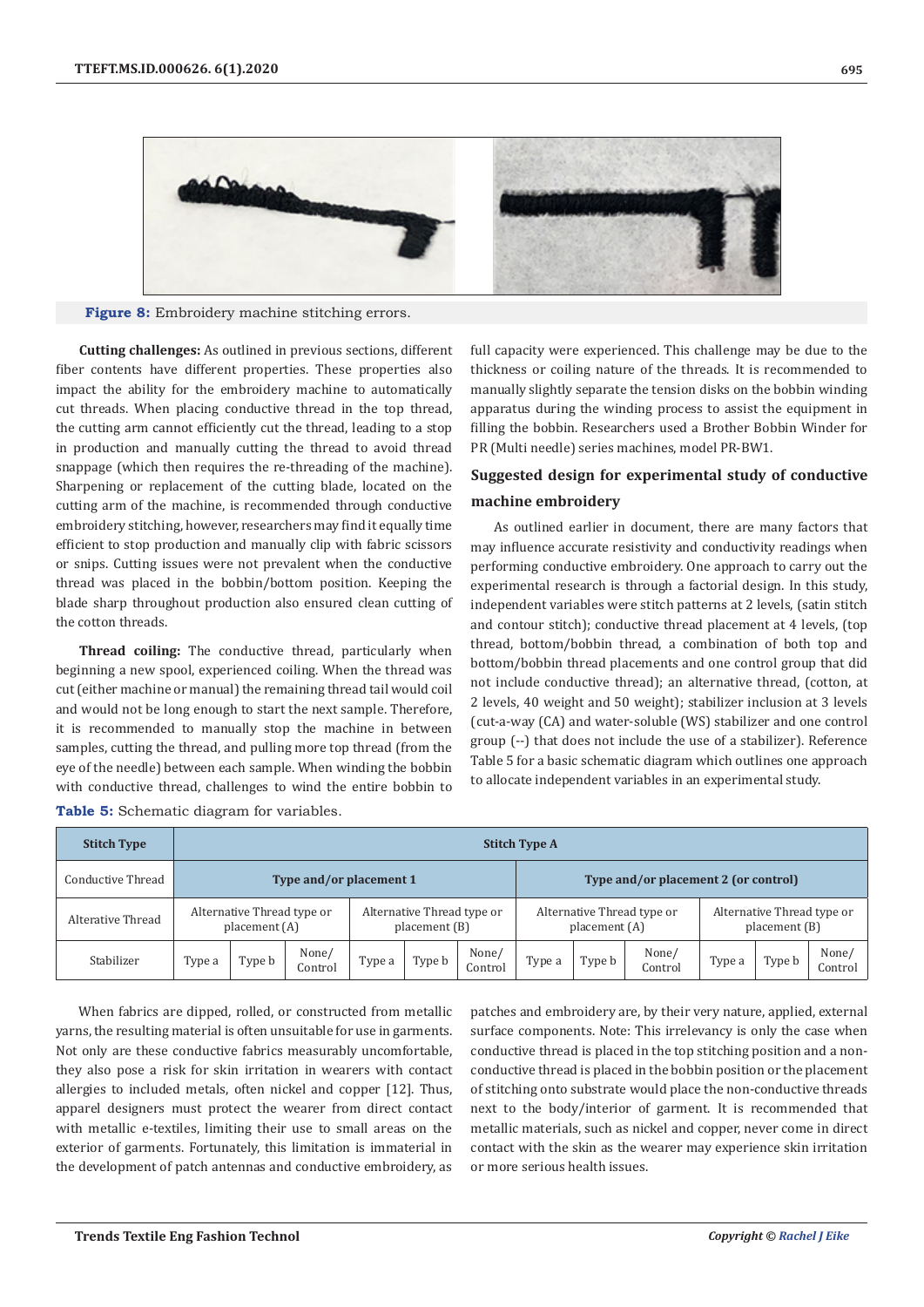Figure 8: Embroidery machine stitching errors.

**Cutting challenges:** As outlined in previous sections, different fiber contents have different properties. These properties also impact the ability for the embroidery machine to automatically cut threads. When placing conductive thread in the top thread, the cutting arm cannot efficiently cut the thread, leading to a stop in production and manually cutting the thread to avoid thread snappage (which then requires the re-threading of the machine). Sharpening or replacement of the cutting blade, located on the cutting arm of the machine, is recommended through conductive embroidery stitching, however, researchers may find it equally time efficient to stop production and manually clip with fabric scissors or snips. Cutting issues were not prevalent when the conductive thread was placed in the bobbin/bottom position. Keeping the blade sharp throughout production also ensured clean cutting of the cotton threads.

**Thread coiling:** The conductive thread, particularly when beginning a new spool, experienced coiling. When the thread was cut (either machine or manual) the remaining thread tail would coil and would not be long enough to start the next sample. Therefore, it is recommended to manually stop the machine in between samples, cutting the thread, and pulling more top thread (from the eye of the needle) between each sample. When winding the bobbin with conductive thread, challenges to wind the entire bobbin to full capacity were experienced. This challenge may be due to the thickness or coiling nature of the threads. It is recommended to manually slightly separate the tension disks on the bobbin winding apparatus during the winding process to assist the equipment in filling the bobbin. Researchers used a Brother Bobbin Winder for PR (Multi needle) series machines, model PR-BW1.

## Suggested design for experimental study of conductive machine embroidery

As outlined earlier in document, there are many factors that may influence accurate resistivity and conductivity readings when performing conductive embroidery. One approach to carry out the experimental research is through a factorial design. In this study, independent variables were stitch patterns at 2 levels, (satin stitch and contour stitch); conductive thread placement at 4 levels, (top thread, bottom/bobbin thread, a combination of both top and bottom/bobbin thread placements and one control group that did not include conductive thread); an alternative thread, (cotton, at 2 levels, 40 weight and 50 weight); stabilizer inclusion at 3 levels (cut-a-way (CA) and water-soluble (WS) stabilizer and one control group (--) that does not include the use of a stabilizer). Reference Table 5 for a basic schematic diagram which outlines one approach to allocate independent variables in an experimental study.

Table 5: Schematic diagram for variables.

| Stitch Type | Stitch Type A | | | | | | | | | | | |
|---|---|---|---|---|---|---|---|---|---|---|---|---|
| Conductive Thread | Type and/or placement 1 | | | | | | Type and/or placement 2 (or control) | | | | | |
| Alterative Thread | Alternative Thread type or placement (A) | | | Alternative Thread type or placement (B) | | | Alternative Thread type or placement (A) | | | Alternative Thread type or placement (B) | | |
| Stabilizer | Type a | Type b | None/ Control | Type a | Type b | None/ Control | Type a | Type b | None/ Control | Type a | Type b | None/ Control |

When fabrics are dipped, rolled, or constructed from metallic yarns, the resulting material is often unsuitable for use in garments. Not only are these conductive fabrics measurably uncomfortable, they also pose a risk for skin irritation in wearers with contact allergies to included metals, often nickel and copper [12]. Thus, apparel designers must protect the wearer from direct contact with metallic e-textiles, limiting their use to small areas on the exterior of garments. Fortunately, this limitation is immaterial in the development of patch antennas and conductive embroidery, as patches and embroidery are, by their very nature, applied, external surface components. Note: This irrelevancy is only the case when conductive thread is placed in the top stitching position and a non-conductive thread is placed in the bobbin position or the placement of stitching onto substrate would place the non-conductive threads next to the body/interior of garment. It is recommended that metallic materials, such as nickel and copper, never come in direct contact with the skin as the wearer may experience skin irritation or more serious health issues.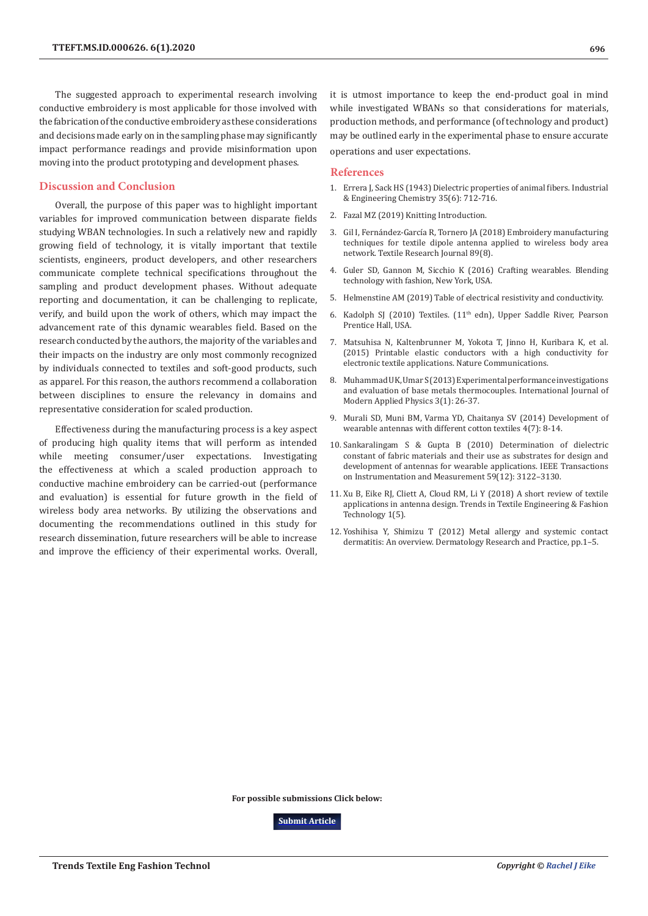The suggested approach to experimental research involving conductive embroidery is most applicable for those involved with the fabrication of the conductive embroidery as these considerations and decisions made early on in the sampling phase may significantly impact performance readings and provide misinformation upon moving into the product prototyping and development phases.

## Discussion and Conclusion

Overall, the purpose of this paper was to highlight important variables for improved communication between disparate fields studying WBAN technologies. In such a relatively new and rapidly growing field of technology, it is vitally important that textile scientists, engineers, product developers, and other researchers communicate complete technical specifications throughout the sampling and product development phases. Without adequate reporting and documentation, it can be challenging to replicate, verify, and build upon the work of others, which may impact the advancement rate of this dynamic wearables field. Based on the research conducted by the authors, the majority of the variables and their impacts on the industry are only most commonly recognized by individuals connected to textiles and soft-good products, such as apparel. For this reason, the authors recommend a collaboration between disciplines to ensure the relevancy in domains and representative consideration for scaled production.

Effectiveness during the manufacturing process is a key aspect of producing high quality items that will perform as intended while meeting consumer/user expectations. Investigating the effectiveness at which a scaled production approach to conductive machine embroidery can be carried-out (performance and evaluation) is essential for future growth in the field of wireless body area networks. By utilizing the observations and documenting the recommendations outlined in this study for research dissemination, future researchers will be able to increase and improve the efficiency of their experimental works. Overall, it is utmost importance to keep the end-product goal in mind while investigated WBANs so that considerations for materials, production methods, and performance (of technology and product) may be outlined early in the experimental phase to ensure accurate operations and user expectations.

## References

1. Errera J, Sack HS (1943) Dielectric properties of animal fibers. Industrial & Engineering Chemistry 35(6): 712-716.
2. Fazal MZ (2019) Knitting Introduction.
3. Gil I, Fernández-García R, Tornero JA (2018) Embroidery manufacturing techniques for textile dipole antenna applied to wireless body area network. Textile Research Journal 89(8).
4. Guler SD, Gannon M, Sicchio K (2016) Crafting wearables. Blending technology with fashion, New York, USA.
5. Helmenstine AM (2019) Table of electrical resistivity and conductivity.
6. Kadolph SJ (2010) Textiles. (11th edn), Upper Saddle River, Pearson Prentice Hall, USA.
7. Matsuhisa N, Kaltenbrunner M, Yokota T, Jinno H, Kuribara K, et al. (2015) Printable elastic conductors with a high conductivity for electronic textile applications. Nature Communications.
8. Muhammad UK, Umar S (2013) Experimental performance investigations and evaluation of base metals thermocouples. International Journal of Modern Applied Physics 3(1): 26-37.
9. Murali SD, Muni BM, Varma YD, Chaitanya SV (2014) Development of wearable antennas with different cotton textiles 4(7): 8-14.
10. Sankaralingam S & Gupta B (2010) Determination of dielectric constant of fabric materials and their use as substrates for design and development of antennas for wearable applications. IEEE Transactions on Instrumentation and Measurement 59(12): 3122–3130.
11. Xu B, Eike RJ, Cliett A, Cloud RM, Li Y (2018) A short review of textile applications in antenna design. Trends in Textile Engineering & Fashion Technology 1(5).
12. Yoshihisa Y, Shimizu T (2012) Metal allergy and systemic contact dermatitis: An overview. Dermatology Research and Practice, pp.1–5.

For possible submissions Click below:

Submit Article